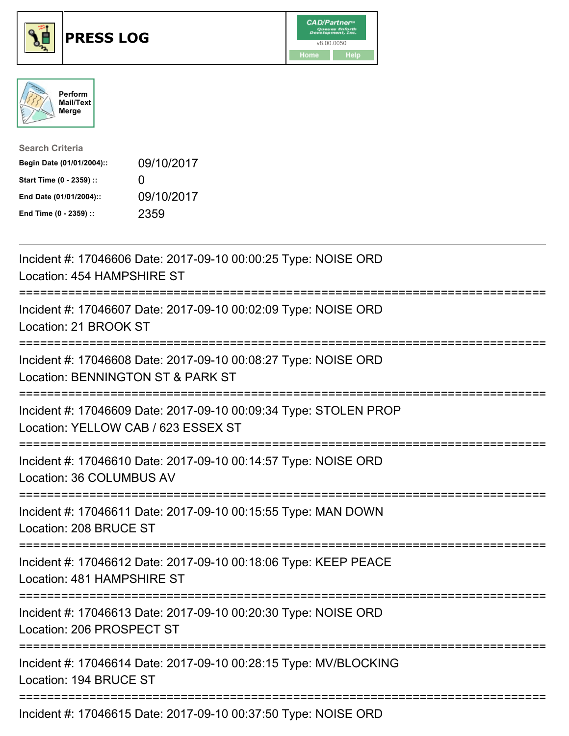# PRESS LOG

CAD/Partner
v8.00.0050
Home Help

Perform Mail/Text Merge

**Search Criteria**

| | |
|---|---|
| **Begin Date (01/01/2004)::** | 09/10/2017 |
| **Start Time (0 - 2359) ::** | 0 |
| **End Date (01/01/2004)::** | 09/10/2017 |
| **End Time (0 - 2359) ::** | 2359 |

---

Incident #: 17046606 Date: 2017-09-10 00:00:25 Type: NOISE ORD
Location: 454 HAMPSHIRE ST

===========================================================================

Incident #: 17046607 Date: 2017-09-10 00:02:09 Type: NOISE ORD
Location: 21 BROOK ST

===========================================================================

Incident #: 17046608 Date: 2017-09-10 00:08:27 Type: NOISE ORD
Location: BENNINGTON ST & PARK ST

===========================================================================

Incident #: 17046609 Date: 2017-09-10 00:09:34 Type: STOLEN PROP
Location: YELLOW CAB / 623 ESSEX ST

===========================================================================

Incident #: 17046610 Date: 2017-09-10 00:14:57 Type: NOISE ORD
Location: 36 COLUMBUS AV

===========================================================================

Incident #: 17046611 Date: 2017-09-10 00:15:55 Type: MAN DOWN
Location: 208 BRUCE ST

===========================================================================

Incident #: 17046612 Date: 2017-09-10 00:18:06 Type: KEEP PEACE
Location: 481 HAMPSHIRE ST

===========================================================================

Incident #: 17046613 Date: 2017-09-10 00:20:30 Type: NOISE ORD
Location: 206 PROSPECT ST

===========================================================================

Incident #: 17046614 Date: 2017-09-10 00:28:15 Type: MV/BLOCKING
Location: 194 BRUCE ST

===========================================================================

Incident #: 17046615 Date: 2017-09-10 00:37:50 Type: NOISE ORD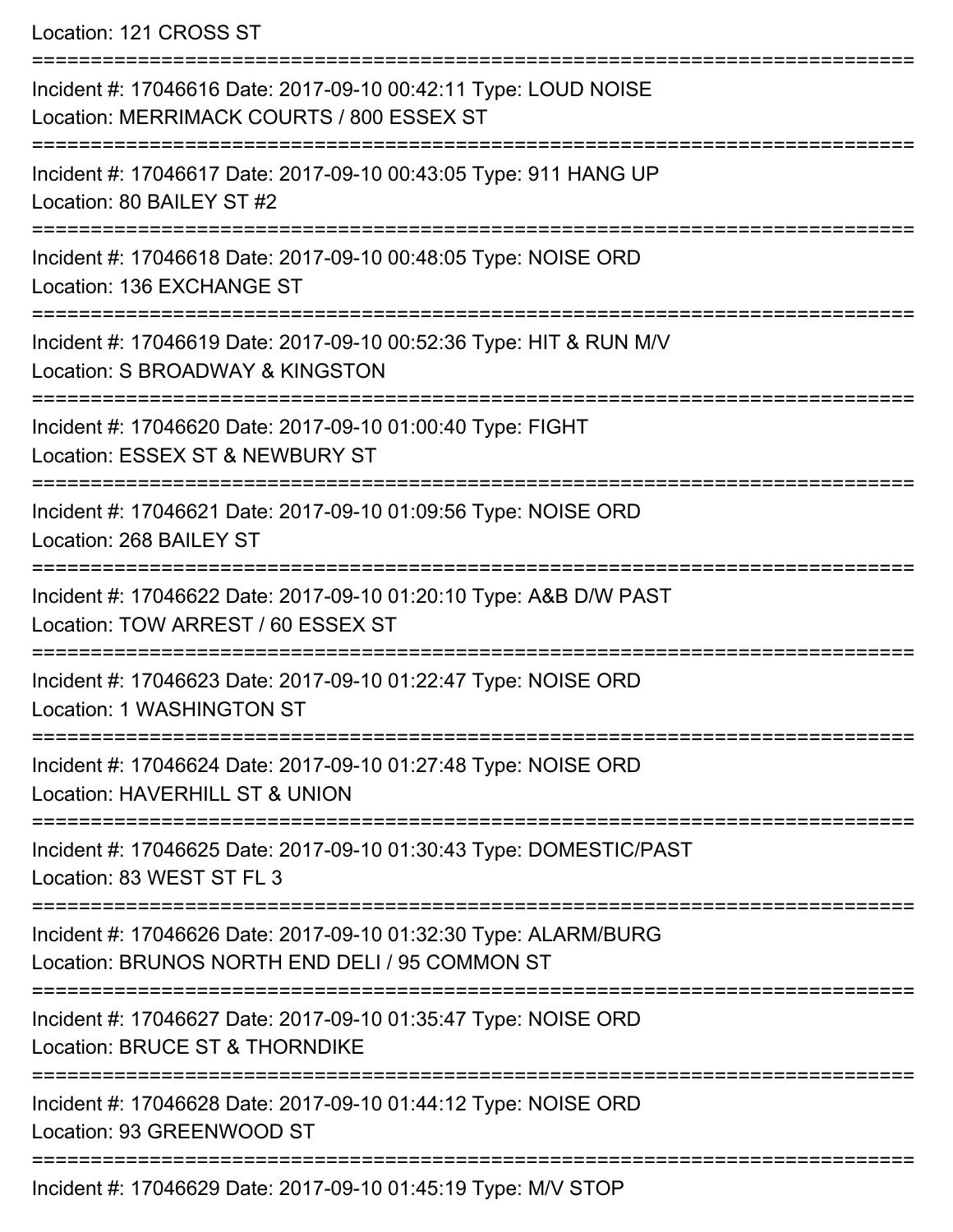Location: 121 CROSS ST

===========================================================================

Incident #: 17046616 Date: 2017-09-10 00:42:11 Type: LOUD NOISE
Location: MERRIMACK COURTS / 800 ESSEX ST

===========================================================================

Incident #: 17046617 Date: 2017-09-10 00:43:05 Type: 911 HANG UP
Location: 80 BAILEY ST #2

===========================================================================

Incident #: 17046618 Date: 2017-09-10 00:48:05 Type: NOISE ORD
Location: 136 EXCHANGE ST

===========================================================================

Incident #: 17046619 Date: 2017-09-10 00:52:36 Type: HIT & RUN M/V
Location: S BROADWAY & KINGSTON

===========================================================================

Incident #: 17046620 Date: 2017-09-10 01:00:40 Type: FIGHT
Location: ESSEX ST & NEWBURY ST

===========================================================================

Incident #: 17046621 Date: 2017-09-10 01:09:56 Type: NOISE ORD
Location: 268 BAILEY ST

===========================================================================

Incident #: 17046622 Date: 2017-09-10 01:20:10 Type: A&B D/W PAST
Location: TOW ARREST / 60 ESSEX ST

===========================================================================

Incident #: 17046623 Date: 2017-09-10 01:22:47 Type: NOISE ORD
Location: 1 WASHINGTON ST

===========================================================================

Incident #: 17046624 Date: 2017-09-10 01:27:48 Type: NOISE ORD
Location: HAVERHILL ST & UNION

===========================================================================

Incident #: 17046625 Date: 2017-09-10 01:30:43 Type: DOMESTIC/PAST
Location: 83 WEST ST FL 3

===========================================================================

Incident #: 17046626 Date: 2017-09-10 01:32:30 Type: ALARM/BURG
Location: BRUNOS NORTH END DELI / 95 COMMON ST

===========================================================================

Incident #: 17046627 Date: 2017-09-10 01:35:47 Type: NOISE ORD
Location: BRUCE ST & THORNDIKE

===========================================================================

Incident #: 17046628 Date: 2017-09-10 01:44:12 Type: NOISE ORD
Location: 93 GREENWOOD ST

===========================================================================

Incident #: 17046629 Date: 2017-09-10 01:45:19 Type: M/V STOP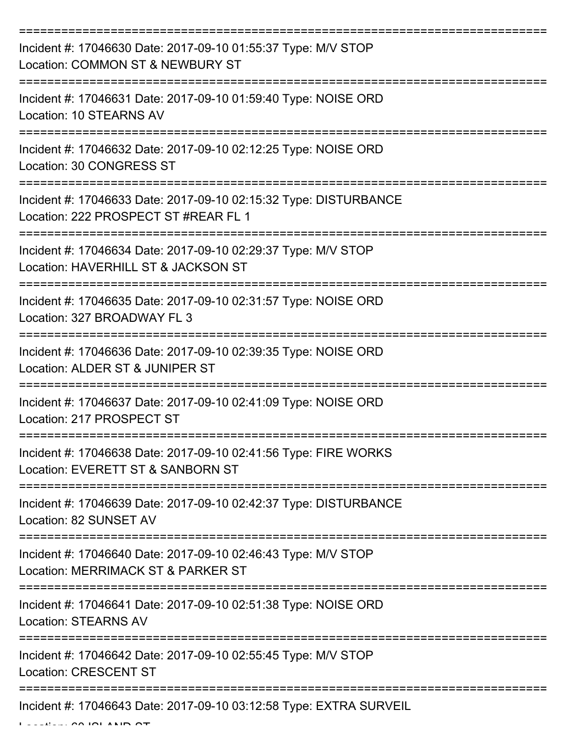===========================================================================

Incident #: 17046630 Date: 2017-09-10 01:55:37 Type: M/V STOP
Location: COMMON ST & NEWBURY ST

===========================================================================

Incident #: 17046631 Date: 2017-09-10 01:59:40 Type: NOISE ORD
Location: 10 STEARNS AV

===========================================================================

Incident #: 17046632 Date: 2017-09-10 02:12:25 Type: NOISE ORD
Location: 30 CONGRESS ST

===========================================================================

Incident #: 17046633 Date: 2017-09-10 02:15:32 Type: DISTURBANCE
Location: 222 PROSPECT ST #REAR FL 1

===========================================================================

Incident #: 17046634 Date: 2017-09-10 02:29:37 Type: M/V STOP
Location: HAVERHILL ST & JACKSON ST

===========================================================================

Incident #: 17046635 Date: 2017-09-10 02:31:57 Type: NOISE ORD
Location: 327 BROADWAY FL 3

===========================================================================

Incident #: 17046636 Date: 2017-09-10 02:39:35 Type: NOISE ORD
Location: ALDER ST & JUNIPER ST

===========================================================================

Incident #: 17046637 Date: 2017-09-10 02:41:09 Type: NOISE ORD
Location: 217 PROSPECT ST

===========================================================================

Incident #: 17046638 Date: 2017-09-10 02:41:56 Type: FIRE WORKS
Location: EVERETT ST & SANBORN ST

===========================================================================

Incident #: 17046639 Date: 2017-09-10 02:42:37 Type: DISTURBANCE
Location: 82 SUNSET AV

===========================================================================

Incident #: 17046640 Date: 2017-09-10 02:46:43 Type: M/V STOP
Location: MERRIMACK ST & PARKER ST

===========================================================================

Incident #: 17046641 Date: 2017-09-10 02:51:38 Type: NOISE ORD
Location: STEARNS AV

===========================================================================

Incident #: 17046642 Date: 2017-09-10 02:55:45 Type: M/V STOP
Location: CRESCENT ST

===========================================================================

Incident #: 17046643 Date: 2017-09-10 03:12:58 Type: EXTRA SURVEIL
Location: 60 ISLAND ST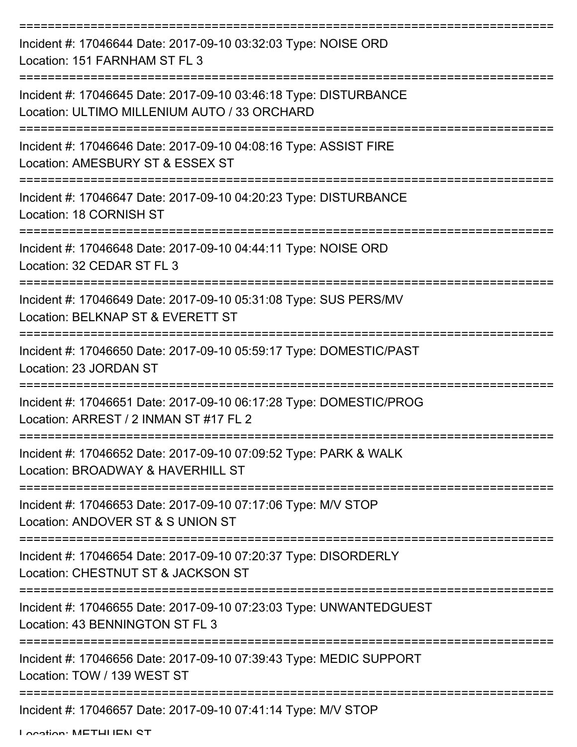==============================================================================
Incident #: 17046644 Date: 2017-09-10 03:32:03 Type: NOISE ORD
Location: 151 FARNHAM ST FL 3
==============================================================================
Incident #: 17046645 Date: 2017-09-10 03:46:18 Type: DISTURBANCE
Location: ULTIMO MILLENIUM AUTO / 33 ORCHARD
==============================================================================
Incident #: 17046646 Date: 2017-09-10 04:08:16 Type: ASSIST FIRE
Location: AMESBURY ST & ESSEX ST
==============================================================================
Incident #: 17046647 Date: 2017-09-10 04:20:23 Type: DISTURBANCE
Location: 18 CORNISH ST
==============================================================================
Incident #: 17046648 Date: 2017-09-10 04:44:11 Type: NOISE ORD
Location: 32 CEDAR ST FL 3
==============================================================================
Incident #: 17046649 Date: 2017-09-10 05:31:08 Type: SUS PERS/MV
Location: BELKNAP ST & EVERETT ST
==============================================================================
Incident #: 17046650 Date: 2017-09-10 05:59:17 Type: DOMESTIC/PAST
Location: 23 JORDAN ST
==============================================================================
Incident #: 17046651 Date: 2017-09-10 06:17:28 Type: DOMESTIC/PROG
Location: ARREST / 2 INMAN ST #17 FL 2
==============================================================================
Incident #: 17046652 Date: 2017-09-10 07:09:52 Type: PARK & WALK
Location: BROADWAY & HAVERHILL ST
==============================================================================
Incident #: 17046653 Date: 2017-09-10 07:17:06 Type: M/V STOP
Location: ANDOVER ST & S UNION ST
==============================================================================
Incident #: 17046654 Date: 2017-09-10 07:20:37 Type: DISORDERLY
Location: CHESTNUT ST & JACKSON ST
==============================================================================
Incident #: 17046655 Date: 2017-09-10 07:23:03 Type: UNWANTEDGUEST
Location: 43 BENNINGTON ST FL 3
==============================================================================
Incident #: 17046656 Date: 2017-09-10 07:39:43 Type: MEDIC SUPPORT
Location: TOW / 139 WEST ST
==============================================================================
Incident #: 17046657 Date: 2017-09-10 07:41:14 Type: M/V STOP
Location: METHUEN ST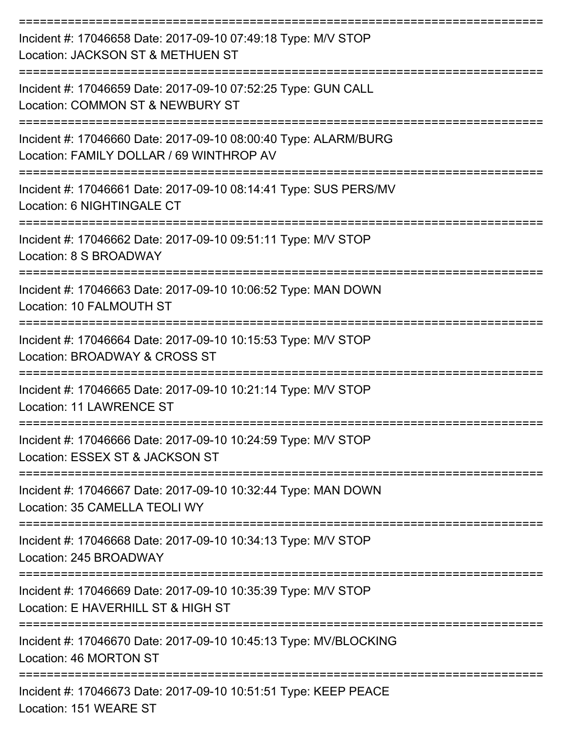===========================================================================

Incident #: 17046658 Date: 2017-09-10 07:49:18 Type: M/V STOP
Location: JACKSON ST & METHUEN ST

===========================================================================

Incident #: 17046659 Date: 2017-09-10 07:52:25 Type: GUN CALL
Location: COMMON ST & NEWBURY ST

===========================================================================

Incident #: 17046660 Date: 2017-09-10 08:00:40 Type: ALARM/BURG
Location: FAMILY DOLLAR / 69 WINTHROP AV

===========================================================================

Incident #: 17046661 Date: 2017-09-10 08:14:41 Type: SUS PERS/MV
Location: 6 NIGHTINGALE CT

===========================================================================

Incident #: 17046662 Date: 2017-09-10 09:51:11 Type: M/V STOP
Location: 8 S BROADWAY

===========================================================================

Incident #: 17046663 Date: 2017-09-10 10:06:52 Type: MAN DOWN
Location: 10 FALMOUTH ST

===========================================================================

Incident #: 17046664 Date: 2017-09-10 10:15:53 Type: M/V STOP
Location: BROADWAY & CROSS ST

===========================================================================

Incident #: 17046665 Date: 2017-09-10 10:21:14 Type: M/V STOP
Location: 11 LAWRENCE ST

===========================================================================

Incident #: 17046666 Date: 2017-09-10 10:24:59 Type: M/V STOP
Location: ESSEX ST & JACKSON ST

===========================================================================

Incident #: 17046667 Date: 2017-09-10 10:32:44 Type: MAN DOWN
Location: 35 CAMELLA TEOLI WY

===========================================================================

Incident #: 17046668 Date: 2017-09-10 10:34:13 Type: M/V STOP
Location: 245 BROADWAY

===========================================================================

Incident #: 17046669 Date: 2017-09-10 10:35:39 Type: M/V STOP
Location: E HAVERHILL ST & HIGH ST

===========================================================================

Incident #: 17046670 Date: 2017-09-10 10:45:13 Type: MV/BLOCKING
Location: 46 MORTON ST

===========================================================================

Incident #: 17046673 Date: 2017-09-10 10:51:51 Type: KEEP PEACE
Location: 151 WEARE ST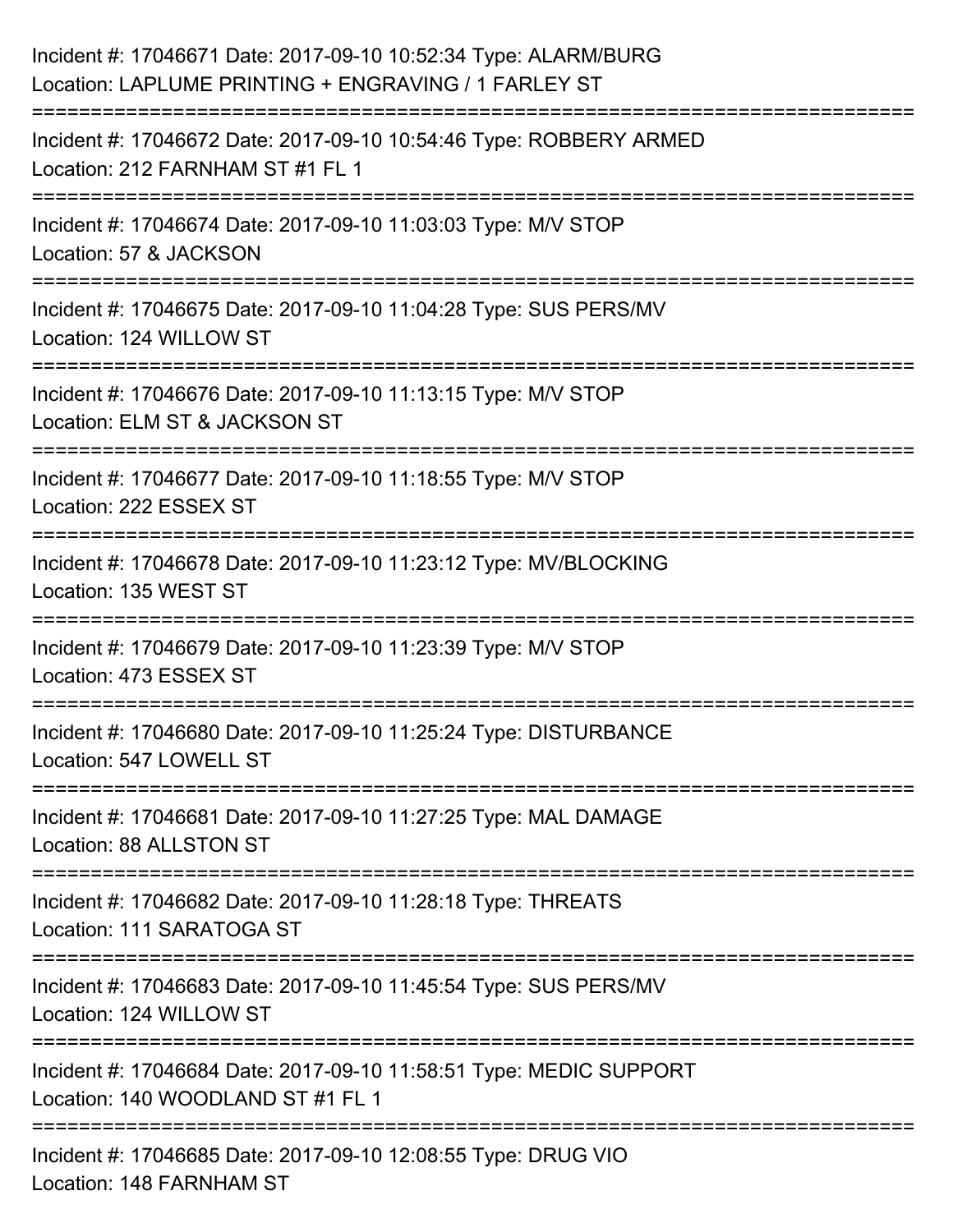Incident #: 17046671 Date: 2017-09-10 10:52:34 Type: ALARM/BURG
Location: LAPLUME PRINTING + ENGRAVING / 1 FARLEY ST

===========================================================================

Incident #: 17046672 Date: 2017-09-10 10:54:46 Type: ROBBERY ARMED
Location: 212 FARNHAM ST #1 FL 1

===========================================================================

Incident #: 17046674 Date: 2017-09-10 11:03:03 Type: M/V STOP
Location: 57 & JACKSON

===========================================================================

Incident #: 17046675 Date: 2017-09-10 11:04:28 Type: SUS PERS/MV
Location: 124 WILLOW ST

===========================================================================

Incident #: 17046676 Date: 2017-09-10 11:13:15 Type: M/V STOP
Location: ELM ST & JACKSON ST

===========================================================================

Incident #: 17046677 Date: 2017-09-10 11:18:55 Type: M/V STOP
Location: 222 ESSEX ST

===========================================================================

Incident #: 17046678 Date: 2017-09-10 11:23:12 Type: MV/BLOCKING
Location: 135 WEST ST

===========================================================================

Incident #: 17046679 Date: 2017-09-10 11:23:39 Type: M/V STOP
Location: 473 ESSEX ST

===========================================================================

Incident #: 17046680 Date: 2017-09-10 11:25:24 Type: DISTURBANCE
Location: 547 LOWELL ST

===========================================================================

Incident #: 17046681 Date: 2017-09-10 11:27:25 Type: MAL DAMAGE
Location: 88 ALLSTON ST

===========================================================================

Incident #: 17046682 Date: 2017-09-10 11:28:18 Type: THREATS
Location: 111 SARATOGA ST

===========================================================================

Incident #: 17046683 Date: 2017-09-10 11:45:54 Type: SUS PERS/MV
Location: 124 WILLOW ST

===========================================================================

Incident #: 17046684 Date: 2017-09-10 11:58:51 Type: MEDIC SUPPORT
Location: 140 WOODLAND ST #1 FL 1

===========================================================================

Incident #: 17046685 Date: 2017-09-10 12:08:55 Type: DRUG VIO
Location: 148 FARNHAM ST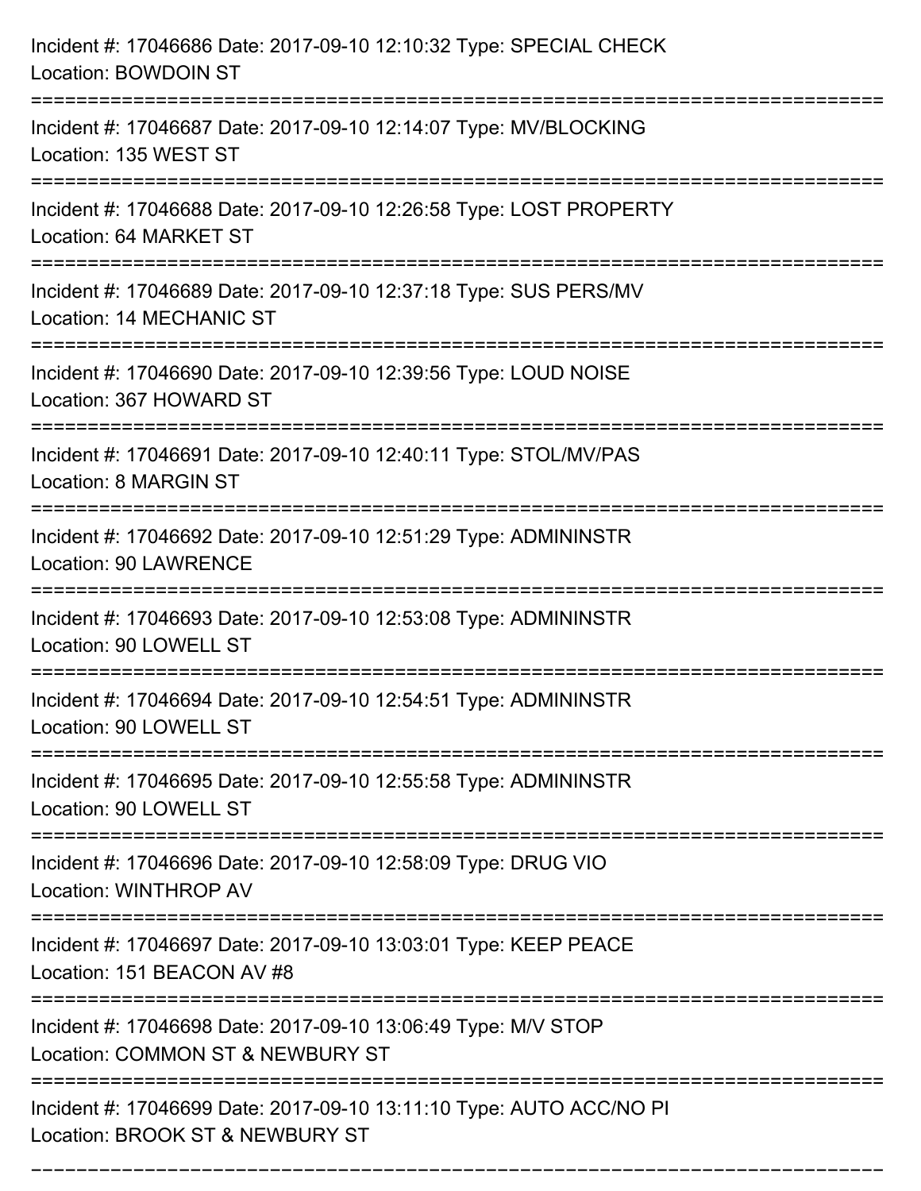Incident #: 17046686 Date: 2017-09-10 12:10:32 Type: SPECIAL CHECK
Location: BOWDOIN ST

===========================================================================

Incident #: 17046687 Date: 2017-09-10 12:14:07 Type: MV/BLOCKING
Location: 135 WEST ST

===========================================================================

Incident #: 17046688 Date: 2017-09-10 12:26:58 Type: LOST PROPERTY
Location: 64 MARKET ST

===========================================================================

Incident #: 17046689 Date: 2017-09-10 12:37:18 Type: SUS PERS/MV
Location: 14 MECHANIC ST

===========================================================================

Incident #: 17046690 Date: 2017-09-10 12:39:56 Type: LOUD NOISE
Location: 367 HOWARD ST

===========================================================================

Incident #: 17046691 Date: 2017-09-10 12:40:11 Type: STOL/MV/PAS
Location: 8 MARGIN ST

===========================================================================

Incident #: 17046692 Date: 2017-09-10 12:51:29 Type: ADMININSTR
Location: 90 LAWRENCE

===========================================================================

Incident #: 17046693 Date: 2017-09-10 12:53:08 Type: ADMININSTR
Location: 90 LOWELL ST

===========================================================================

Incident #: 17046694 Date: 2017-09-10 12:54:51 Type: ADMININSTR
Location: 90 LOWELL ST

===========================================================================

Incident #: 17046695 Date: 2017-09-10 12:55:58 Type: ADMININSTR
Location: 90 LOWELL ST

===========================================================================

Incident #: 17046696 Date: 2017-09-10 12:58:09 Type: DRUG VIO
Location: WINTHROP AV

===========================================================================

Incident #: 17046697 Date: 2017-09-10 13:03:01 Type: KEEP PEACE
Location: 151 BEACON AV #8

===========================================================================

Incident #: 17046698 Date: 2017-09-10 13:06:49 Type: M/V STOP
Location: COMMON ST & NEWBURY ST

===========================================================================

Incident #: 17046699 Date: 2017-09-10 13:11:10 Type: AUTO ACC/NO PI
Location: BROOK ST & NEWBURY ST

===========================================================================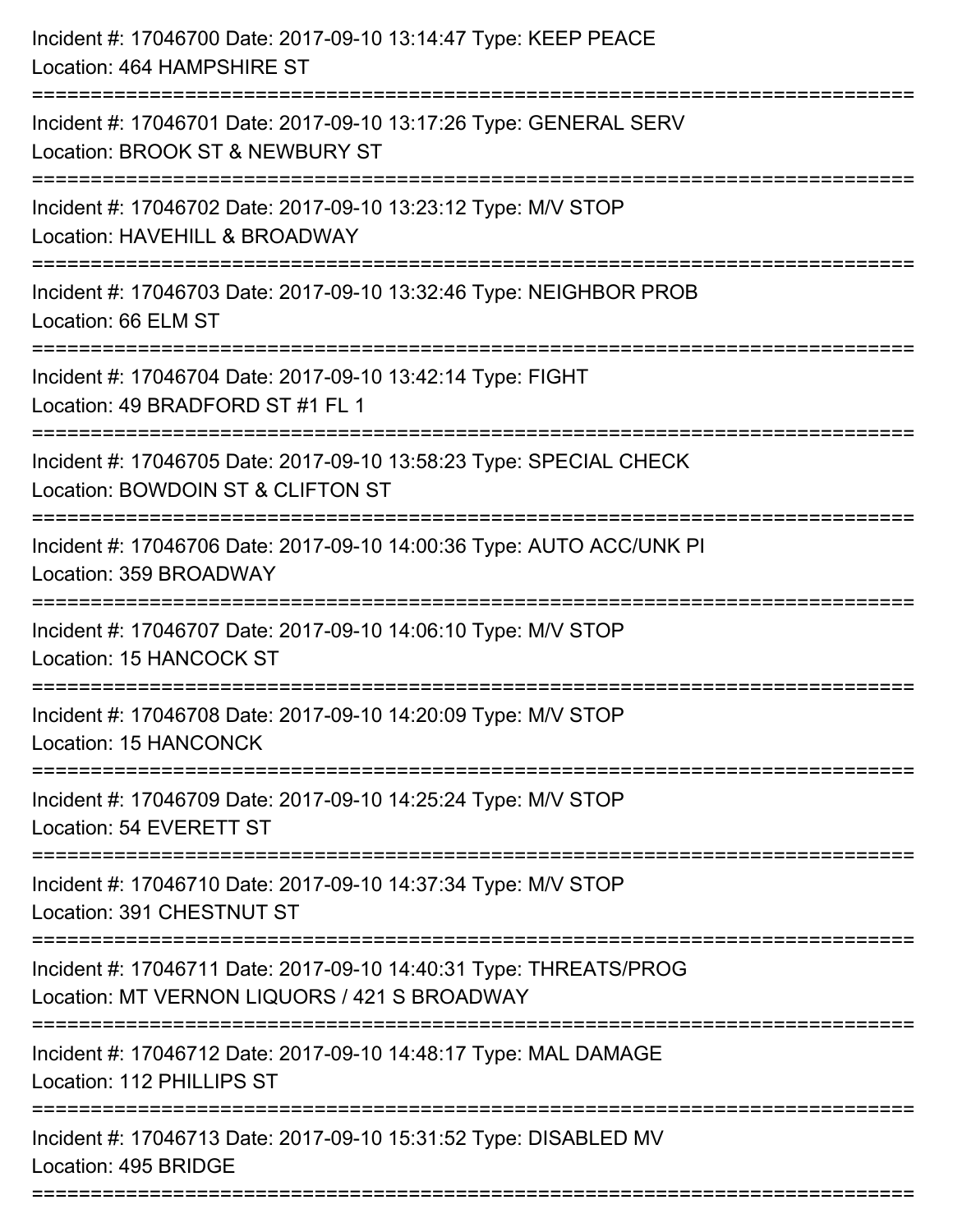Incident #: 17046700 Date: 2017-09-10 13:14:47 Type: KEEP PEACE
Location: 464 HAMPSHIRE ST

===========================================================================

Incident #: 17046701 Date: 2017-09-10 13:17:26 Type: GENERAL SERV
Location: BROOK ST & NEWBURY ST

===========================================================================

Incident #: 17046702 Date: 2017-09-10 13:23:12 Type: M/V STOP
Location: HAVEHILL & BROADWAY

===========================================================================

Incident #: 17046703 Date: 2017-09-10 13:32:46 Type: NEIGHBOR PROB
Location: 66 ELM ST

===========================================================================

Incident #: 17046704 Date: 2017-09-10 13:42:14 Type: FIGHT
Location: 49 BRADFORD ST #1 FL 1

===========================================================================

Incident #: 17046705 Date: 2017-09-10 13:58:23 Type: SPECIAL CHECK
Location: BOWDOIN ST & CLIFTON ST

===========================================================================

Incident #: 17046706 Date: 2017-09-10 14:00:36 Type: AUTO ACC/UNK PI
Location: 359 BROADWAY

===========================================================================

Incident #: 17046707 Date: 2017-09-10 14:06:10 Type: M/V STOP
Location: 15 HANCOCK ST

===========================================================================

Incident #: 17046708 Date: 2017-09-10 14:20:09 Type: M/V STOP
Location: 15 HANCONCK

===========================================================================

Incident #: 17046709 Date: 2017-09-10 14:25:24 Type: M/V STOP
Location: 54 EVERETT ST

===========================================================================

Incident #: 17046710 Date: 2017-09-10 14:37:34 Type: M/V STOP
Location: 391 CHESTNUT ST

===========================================================================

Incident #: 17046711 Date: 2017-09-10 14:40:31 Type: THREATS/PROG
Location: MT VERNON LIQUORS / 421 S BROADWAY

===========================================================================

Incident #: 17046712 Date: 2017-09-10 14:48:17 Type: MAL DAMAGE
Location: 112 PHILLIPS ST

===========================================================================

Incident #: 17046713 Date: 2017-09-10 15:31:52 Type: DISABLED MV
Location: 495 BRIDGE

===========================================================================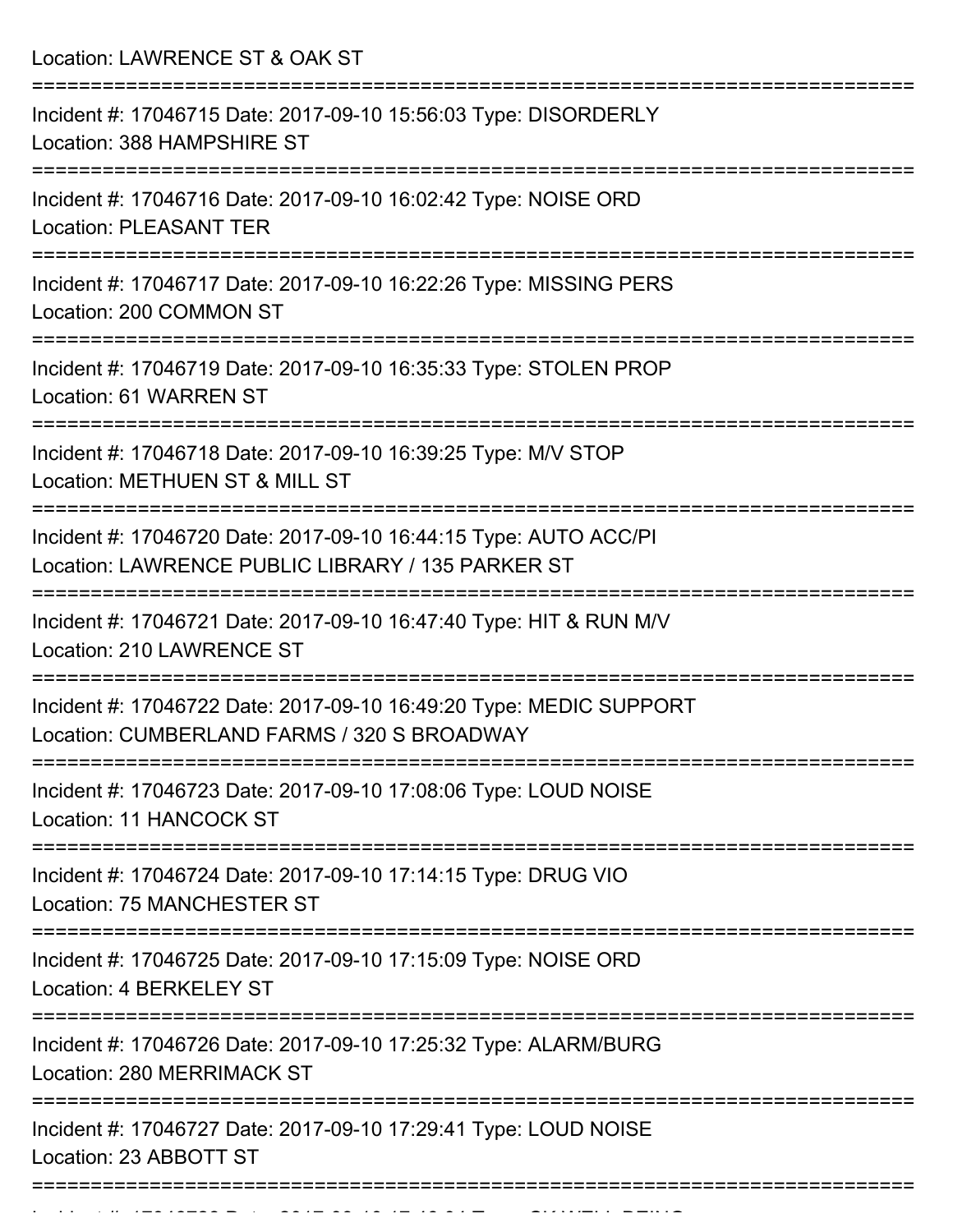Location: LAWRENCE ST & OAK ST

===========================================================================

Incident #: 17046715 Date: 2017-09-10 15:56:03 Type: DISORDERLY
Location: 388 HAMPSHIRE ST

===========================================================================

Incident #: 17046716 Date: 2017-09-10 16:02:42 Type: NOISE ORD
Location: PLEASANT TER

===========================================================================

Incident #: 17046717 Date: 2017-09-10 16:22:26 Type: MISSING PERS
Location: 200 COMMON ST

===========================================================================

Incident #: 17046719 Date: 2017-09-10 16:35:33 Type: STOLEN PROP
Location: 61 WARREN ST

===========================================================================

Incident #: 17046718 Date: 2017-09-10 16:39:25 Type: M/V STOP
Location: METHUEN ST & MILL ST

===========================================================================

Incident #: 17046720 Date: 2017-09-10 16:44:15 Type: AUTO ACC/PI
Location: LAWRENCE PUBLIC LIBRARY / 135 PARKER ST

===========================================================================

Incident #: 17046721 Date: 2017-09-10 16:47:40 Type: HIT & RUN M/V
Location: 210 LAWRENCE ST

===========================================================================

Incident #: 17046722 Date: 2017-09-10 16:49:20 Type: MEDIC SUPPORT
Location: CUMBERLAND FARMS / 320 S BROADWAY

===========================================================================

Incident #: 17046723 Date: 2017-09-10 17:08:06 Type: LOUD NOISE
Location: 11 HANCOCK ST

===========================================================================

Incident #: 17046724 Date: 2017-09-10 17:14:15 Type: DRUG VIO
Location: 75 MANCHESTER ST

===========================================================================

Incident #: 17046725 Date: 2017-09-10 17:15:09 Type: NOISE ORD
Location: 4 BERKELEY ST

===========================================================================

Incident #: 17046726 Date: 2017-09-10 17:25:32 Type: ALARM/BURG
Location: 280 MERRIMACK ST

===========================================================================

Incident #: 17046727 Date: 2017-09-10 17:29:41 Type: LOUD NOISE
Location: 23 ABBOTT ST

===========================================================================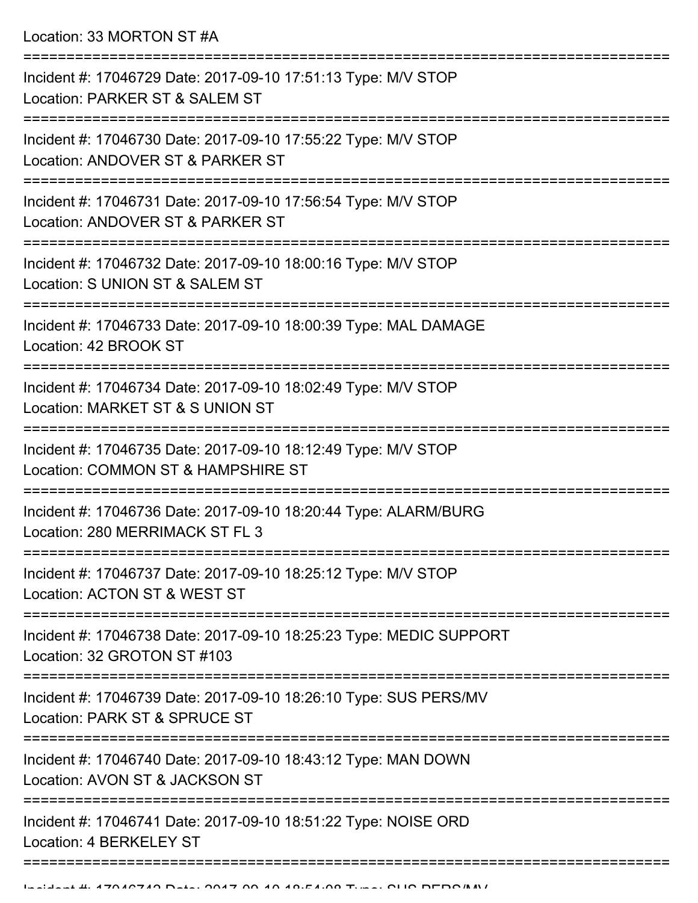Location: 33 MORTON ST #A

===========================================================================

Incident #: 17046729 Date: 2017-09-10 17:51:13 Type: M/V STOP
Location: PARKER ST & SALEM ST

===========================================================================

Incident #: 17046730 Date: 2017-09-10 17:55:22 Type: M/V STOP
Location: ANDOVER ST & PARKER ST

===========================================================================

Incident #: 17046731 Date: 2017-09-10 17:56:54 Type: M/V STOP
Location: ANDOVER ST & PARKER ST

===========================================================================

Incident #: 17046732 Date: 2017-09-10 18:00:16 Type: M/V STOP
Location: S UNION ST & SALEM ST

===========================================================================

Incident #: 17046733 Date: 2017-09-10 18:00:39 Type: MAL DAMAGE
Location: 42 BROOK ST

===========================================================================

Incident #: 17046734 Date: 2017-09-10 18:02:49 Type: M/V STOP
Location: MARKET ST & S UNION ST

===========================================================================

Incident #: 17046735 Date: 2017-09-10 18:12:49 Type: M/V STOP
Location: COMMON ST & HAMPSHIRE ST

===========================================================================

Incident #: 17046736 Date: 2017-09-10 18:20:44 Type: ALARM/BURG
Location: 280 MERRIMACK ST FL 3

===========================================================================

Incident #: 17046737 Date: 2017-09-10 18:25:12 Type: M/V STOP
Location: ACTON ST & WEST ST

===========================================================================

Incident #: 17046738 Date: 2017-09-10 18:25:23 Type: MEDIC SUPPORT
Location: 32 GROTON ST #103

===========================================================================

Incident #: 17046739 Date: 2017-09-10 18:26:10 Type: SUS PERS/MV
Location: PARK ST & SPRUCE ST

===========================================================================

Incident #: 17046740 Date: 2017-09-10 18:43:12 Type: MAN DOWN
Location: AVON ST & JACKSON ST

===========================================================================

Incident #: 17046741 Date: 2017-09-10 18:51:22 Type: NOISE ORD
Location: 4 BERKELEY ST

===========================================================================

Incident #: 17046742 Date: 2017-09-10 18:54:08 Type: SUS PERS/MV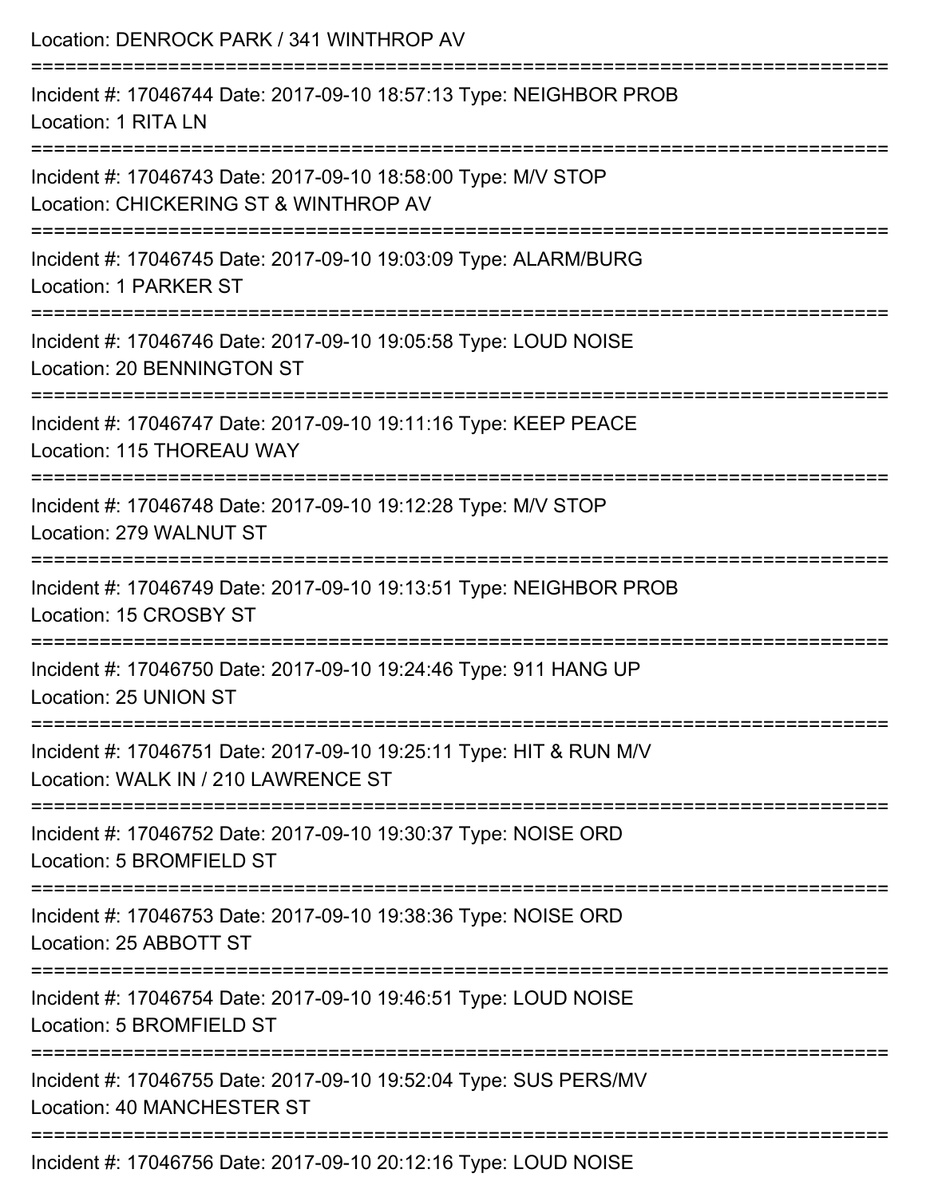Location: DENROCK PARK / 341 WINTHROP AV

===========================================================================

Incident #: 17046744 Date: 2017-09-10 18:57:13 Type: NEIGHBOR PROB
Location: 1 RITA LN

===========================================================================

Incident #: 17046743 Date: 2017-09-10 18:58:00 Type: M/V STOP
Location: CHICKERING ST & WINTHROP AV

===========================================================================

Incident #: 17046745 Date: 2017-09-10 19:03:09 Type: ALARM/BURG
Location: 1 PARKER ST

===========================================================================

Incident #: 17046746 Date: 2017-09-10 19:05:58 Type: LOUD NOISE
Location: 20 BENNINGTON ST

===========================================================================

Incident #: 17046747 Date: 2017-09-10 19:11:16 Type: KEEP PEACE
Location: 115 THOREAU WAY

===========================================================================

Incident #: 17046748 Date: 2017-09-10 19:12:28 Type: M/V STOP
Location: 279 WALNUT ST

===========================================================================

Incident #: 17046749 Date: 2017-09-10 19:13:51 Type: NEIGHBOR PROB
Location: 15 CROSBY ST

===========================================================================

Incident #: 17046750 Date: 2017-09-10 19:24:46 Type: 911 HANG UP
Location: 25 UNION ST

===========================================================================

Incident #: 17046751 Date: 2017-09-10 19:25:11 Type: HIT & RUN M/V
Location: WALK IN / 210 LAWRENCE ST

===========================================================================

Incident #: 17046752 Date: 2017-09-10 19:30:37 Type: NOISE ORD
Location: 5 BROMFIELD ST

===========================================================================

Incident #: 17046753 Date: 2017-09-10 19:38:36 Type: NOISE ORD
Location: 25 ABBOTT ST

===========================================================================

Incident #: 17046754 Date: 2017-09-10 19:46:51 Type: LOUD NOISE
Location: 5 BROMFIELD ST

===========================================================================

Incident #: 17046755 Date: 2017-09-10 19:52:04 Type: SUS PERS/MV
Location: 40 MANCHESTER ST

===========================================================================

Incident #: 17046756 Date: 2017-09-10 20:12:16 Type: LOUD NOISE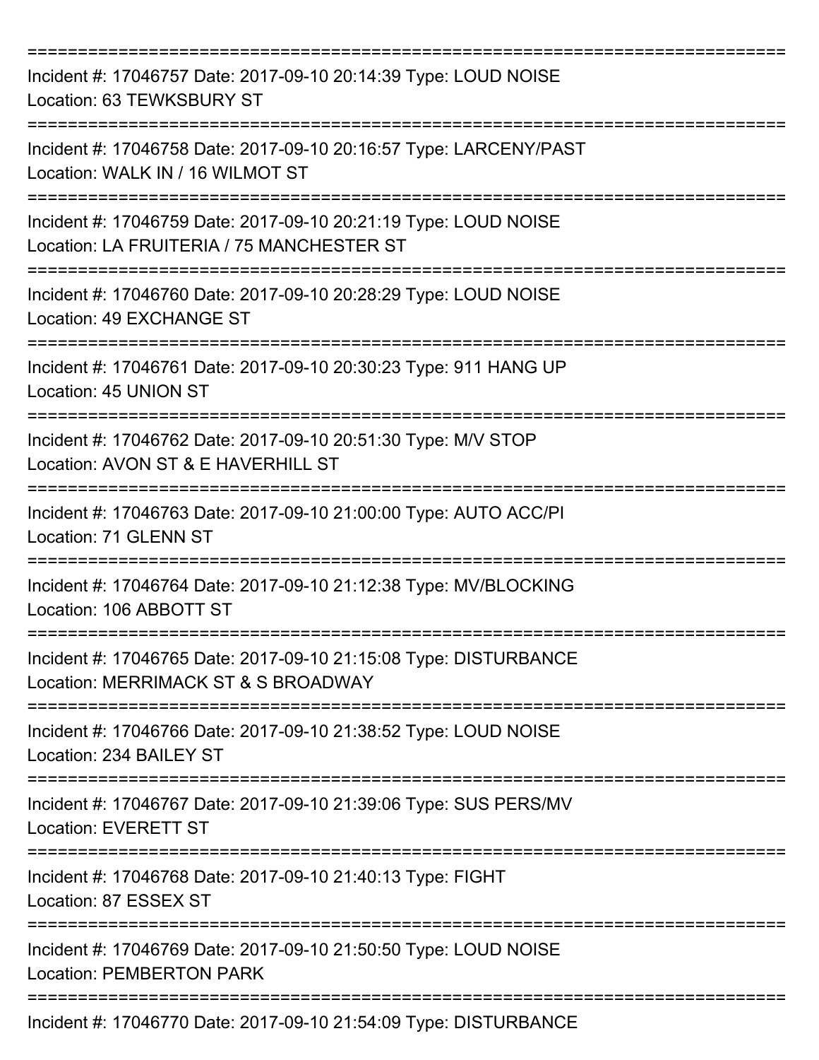===========================================================================

Incident #: 17046757 Date: 2017-09-10 20:14:39 Type: LOUD NOISE
Location: 63 TEWKSBURY ST

===========================================================================

Incident #: 17046758 Date: 2017-09-10 20:16:57 Type: LARCENY/PAST
Location: WALK IN / 16 WILMOT ST

===========================================================================

Incident #: 17046759 Date: 2017-09-10 20:21:19 Type: LOUD NOISE
Location: LA FRUITERIA / 75 MANCHESTER ST

===========================================================================

Incident #: 17046760 Date: 2017-09-10 20:28:29 Type: LOUD NOISE
Location: 49 EXCHANGE ST

===========================================================================

Incident #: 17046761 Date: 2017-09-10 20:30:23 Type: 911 HANG UP
Location: 45 UNION ST

===========================================================================

Incident #: 17046762 Date: 2017-09-10 20:51:30 Type: M/V STOP
Location: AVON ST & E HAVERHILL ST

===========================================================================

Incident #: 17046763 Date: 2017-09-10 21:00:00 Type: AUTO ACC/PI
Location: 71 GLENN ST

===========================================================================

Incident #: 17046764 Date: 2017-09-10 21:12:38 Type: MV/BLOCKING
Location: 106 ABBOTT ST

===========================================================================

Incident #: 17046765 Date: 2017-09-10 21:15:08 Type: DISTURBANCE
Location: MERRIMACK ST & S BROADWAY

===========================================================================

Incident #: 17046766 Date: 2017-09-10 21:38:52 Type: LOUD NOISE
Location: 234 BAILEY ST

===========================================================================

Incident #: 17046767 Date: 2017-09-10 21:39:06 Type: SUS PERS/MV
Location: EVERETT ST

===========================================================================

Incident #: 17046768 Date: 2017-09-10 21:40:13 Type: FIGHT
Location: 87 ESSEX ST

===========================================================================

Incident #: 17046769 Date: 2017-09-10 21:50:50 Type: LOUD NOISE
Location: PEMBERTON PARK

===========================================================================

Incident #: 17046770 Date: 2017-09-10 21:54:09 Type: DISTURBANCE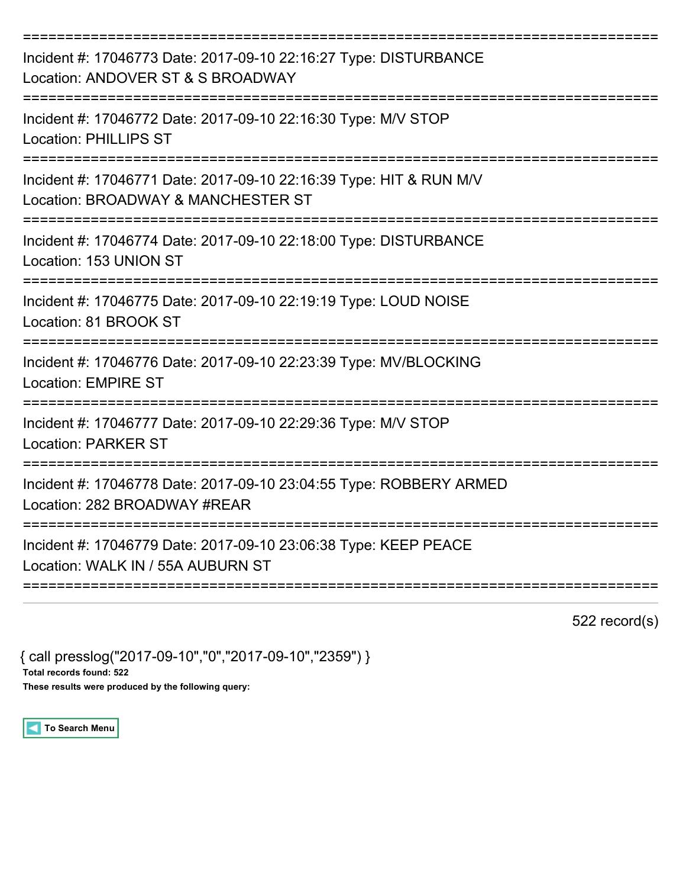===========================================================================

Incident #: 17046773 Date: 2017-09-10 22:16:27 Type: DISTURBANCE
Location: ANDOVER ST & S BROADWAY

===========================================================================

Incident #: 17046772 Date: 2017-09-10 22:16:30 Type: M/V STOP
Location: PHILLIPS ST

===========================================================================

Incident #: 17046771 Date: 2017-09-10 22:16:39 Type: HIT & RUN M/V
Location: BROADWAY & MANCHESTER ST

===========================================================================

Incident #: 17046774 Date: 2017-09-10 22:18:00 Type: DISTURBANCE
Location: 153 UNION ST

===========================================================================

Incident #: 17046775 Date: 2017-09-10 22:19:19 Type: LOUD NOISE
Location: 81 BROOK ST

===========================================================================

Incident #: 17046776 Date: 2017-09-10 22:23:39 Type: MV/BLOCKING
Location: EMPIRE ST

===========================================================================

Incident #: 17046777 Date: 2017-09-10 22:29:36 Type: M/V STOP
Location: PARKER ST

===========================================================================

Incident #: 17046778 Date: 2017-09-10 23:04:55 Type: ROBBERY ARMED
Location: 282 BROADWAY #REAR

===========================================================================

Incident #: 17046779 Date: 2017-09-10 23:06:38 Type: KEEP PEACE
Location: WALK IN / 55A AUBURN ST

===========================================================================

522 record(s)

{ call presslog("2017-09-10","0","2017-09-10","2359") }

**Total records found: 522**

**These results were produced by the following query:**

To Search Menu